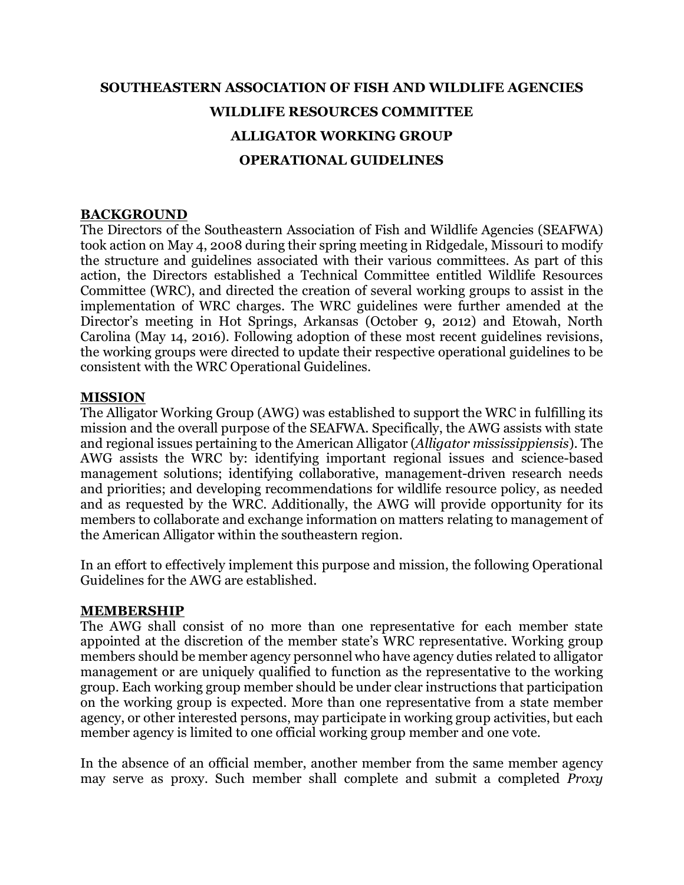# SOUTHEASTERN ASSOCIATION OF FISH AND WILDLIFE AGENCIES
# WILDLIFE RESOURCES COMMITTEE
# ALLIGATOR WORKING GROUP
# OPERATIONAL GUIDELINES

## BACKGROUND

The Directors of the Southeastern Association of Fish and Wildlife Agencies (SEAFWA) took action on May 4, 2008 during their spring meeting in Ridgedale, Missouri to modify the structure and guidelines associated with their various committees. As part of this action, the Directors established a Technical Committee entitled Wildlife Resources Committee (WRC), and directed the creation of several working groups to assist in the implementation of WRC charges. The WRC guidelines were further amended at the Director's meeting in Hot Springs, Arkansas (October 9, 2012) and Etowah, North Carolina (May 14, 2016). Following adoption of these most recent guidelines revisions, the working groups were directed to update their respective operational guidelines to be consistent with the WRC Operational Guidelines.

## MISSION

The Alligator Working Group (AWG) was established to support the WRC in fulfilling its mission and the overall purpose of the SEAFWA. Specifically, the AWG assists with state and regional issues pertaining to the American Alligator (*Alligator mississippiensis*). The AWG assists the WRC by: identifying important regional issues and science-based management solutions; identifying collaborative, management-driven research needs and priorities; and developing recommendations for wildlife resource policy, as needed and as requested by the WRC. Additionally, the AWG will provide opportunity for its members to collaborate and exchange information on matters relating to management of the American Alligator within the southeastern region.

In an effort to effectively implement this purpose and mission, the following Operational Guidelines for the AWG are established.

## MEMBERSHIP

The AWG shall consist of no more than one representative for each member state appointed at the discretion of the member state's WRC representative. Working group members should be member agency personnel who have agency duties related to alligator management or are uniquely qualified to function as the representative to the working group. Each working group member should be under clear instructions that participation on the working group is expected. More than one representative from a state member agency, or other interested persons, may participate in working group activities, but each member agency is limited to one official working group member and one vote.

In the absence of an official member, another member from the same member agency may serve as proxy. Such member shall complete and submit a completed *Proxy*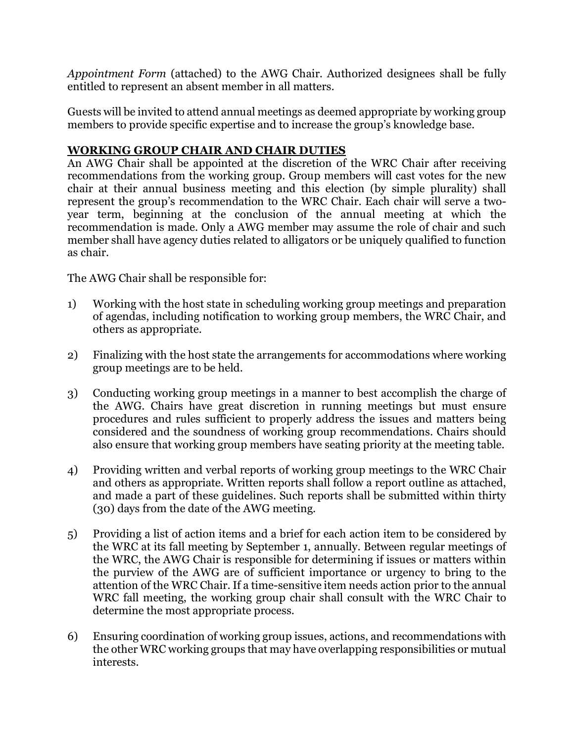*Appointment Form* (attached) to the AWG Chair. Authorized designees shall be fully entitled to represent an absent member in all matters.

Guests will be invited to attend annual meetings as deemed appropriate by working group members to provide specific expertise and to increase the group's knowledge base.

## WORKING GROUP CHAIR AND CHAIR DUTIES

An AWG Chair shall be appointed at the discretion of the WRC Chair after receiving recommendations from the working group. Group members will cast votes for the new chair at their annual business meeting and this election (by simple plurality) shall represent the group's recommendation to the WRC Chair. Each chair will serve a two-year term, beginning at the conclusion of the annual meeting at which the recommendation is made. Only a AWG member may assume the role of chair and such member shall have agency duties related to alligators or be uniquely qualified to function as chair.

The AWG Chair shall be responsible for:

1) Working with the host state in scheduling working group meetings and preparation of agendas, including notification to working group members, the WRC Chair, and others as appropriate.

2) Finalizing with the host state the arrangements for accommodations where working group meetings are to be held.

3) Conducting working group meetings in a manner to best accomplish the charge of the AWG. Chairs have great discretion in running meetings but must ensure procedures and rules sufficient to properly address the issues and matters being considered and the soundness of working group recommendations. Chairs should also ensure that working group members have seating priority at the meeting table.

4) Providing written and verbal reports of working group meetings to the WRC Chair and others as appropriate. Written reports shall follow a report outline as attached, and made a part of these guidelines. Such reports shall be submitted within thirty (30) days from the date of the AWG meeting.

5) Providing a list of action items and a brief for each action item to be considered by the WRC at its fall meeting by September 1, annually. Between regular meetings of the WRC, the AWG Chair is responsible for determining if issues or matters within the purview of the AWG are of sufficient importance or urgency to bring to the attention of the WRC Chair. If a time-sensitive item needs action prior to the annual WRC fall meeting, the working group chair shall consult with the WRC Chair to determine the most appropriate process.

6) Ensuring coordination of working group issues, actions, and recommendations with the other WRC working groups that may have overlapping responsibilities or mutual interests.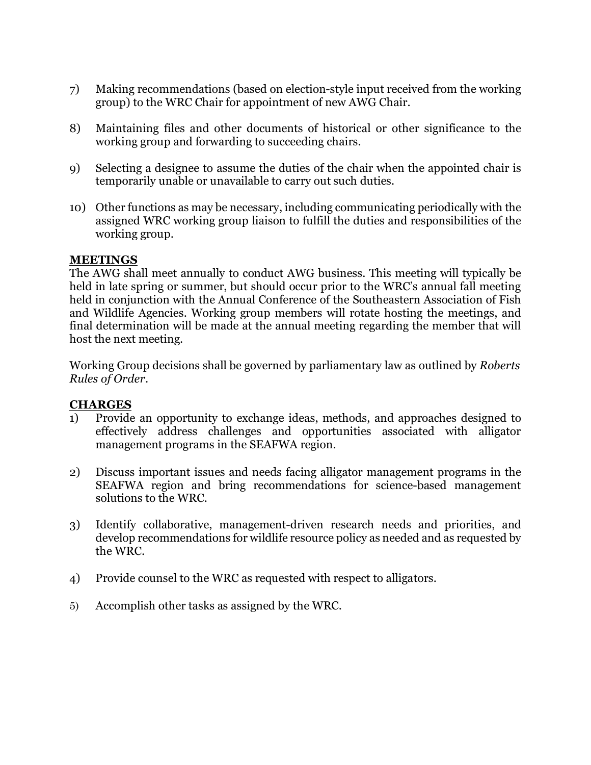7) Making recommendations (based on election-style input received from the working group) to the WRC Chair for appointment of new AWG Chair.

8) Maintaining files and other documents of historical or other significance to the working group and forwarding to succeeding chairs.

9) Selecting a designee to assume the duties of the chair when the appointed chair is temporarily unable or unavailable to carry out such duties.

10) Other functions as may be necessary, including communicating periodically with the assigned WRC working group liaison to fulfill the duties and responsibilities of the working group.

**MEETINGS**

The AWG shall meet annually to conduct AWG business. This meeting will typically be held in late spring or summer, but should occur prior to the WRC's annual fall meeting held in conjunction with the Annual Conference of the Southeastern Association of Fish and Wildlife Agencies. Working group members will rotate hosting the meetings, and final determination will be made at the annual meeting regarding the member that will host the next meeting.

Working Group decisions shall be governed by parliamentary law as outlined by *Roberts Rules of Order*.

**CHARGES**

1) Provide an opportunity to exchange ideas, methods, and approaches designed to effectively address challenges and opportunities associated with alligator management programs in the SEAFWA region.

2) Discuss important issues and needs facing alligator management programs in the SEAFWA region and bring recommendations for science-based management solutions to the WRC.

3) Identify collaborative, management-driven research needs and priorities, and develop recommendations for wildlife resource policy as needed and as requested by the WRC.

4) Provide counsel to the WRC as requested with respect to alligators.

5) Accomplish other tasks as assigned by the WRC.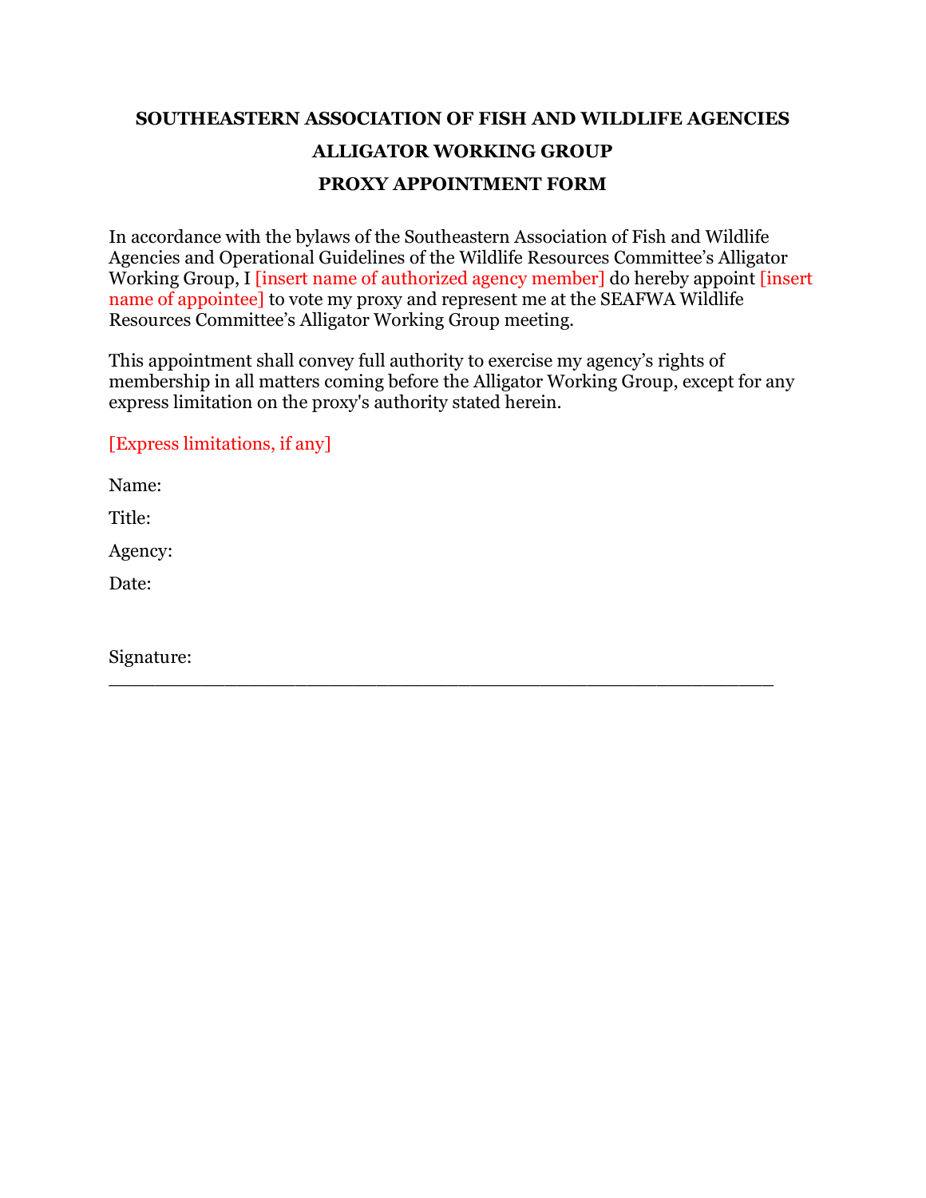**SOUTHEASTERN ASSOCIATION OF FISH AND WILDLIFE AGENCIES**

**ALLIGATOR WORKING GROUP**

**PROXY APPOINTMENT FORM**

In accordance with the bylaws of the Southeastern Association of Fish and Wildlife Agencies and Operational Guidelines of the Wildlife Resources Committee's Alligator Working Group, I [insert name of authorized agency member] do hereby appoint [insert name of appointee] to vote my proxy and represent me at the SEAFWA Wildlife Resources Committee's Alligator Working Group meeting.

This appointment shall convey full authority to exercise my agency's rights of membership in all matters coming before the Alligator Working Group, except for any express limitation on the proxy's authority stated herein.

[Express limitations, if any]

Name:

Title:

Agency:

Date:

Signature: \_\_\_\_\_\_\_\_\_\_\_\_\_\_\_\_\_\_\_\_\_\_\_\_\_\_\_\_\_\_\_\_\_\_\_\_\_\_\_\_\_\_\_\_\_\_\_\_\_\_\_\_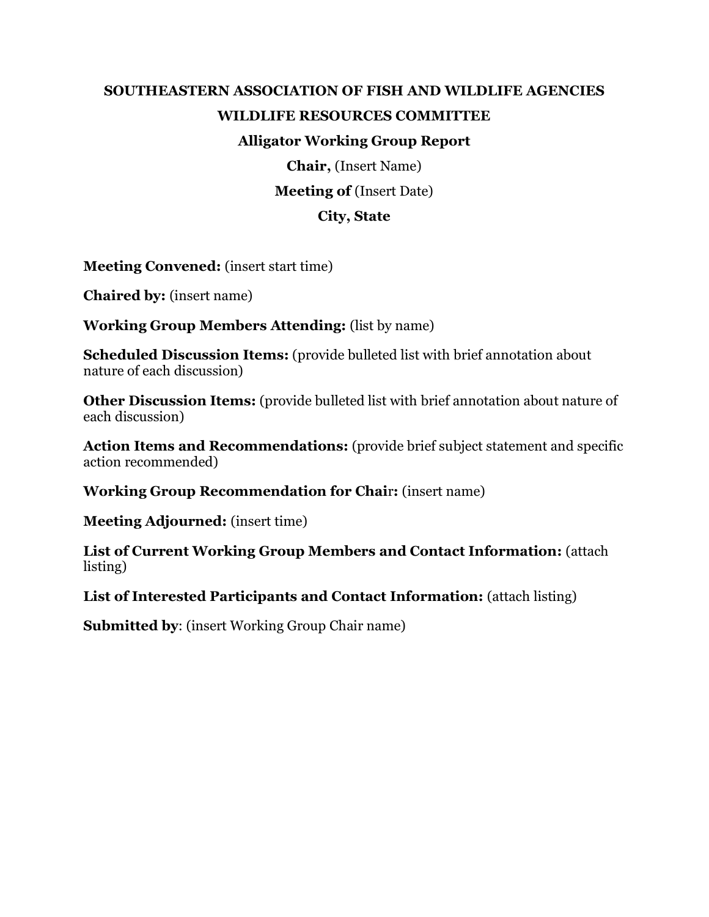**SOUTHEASTERN ASSOCIATION OF FISH AND WILDLIFE AGENCIES**

**WILDLIFE RESOURCES COMMITTEE**

**Alligator Working Group Report**

**Chair,** (Insert Name)

**Meeting of** (Insert Date)

**City, State**

**Meeting Convened:** (insert start time)

**Chaired by:** (insert name)

**Working Group Members Attending:** (list by name)

**Scheduled Discussion Items:** (provide bulleted list with brief annotation about nature of each discussion)

**Other Discussion Items:** (provide bulleted list with brief annotation about nature of each discussion)

**Action Items and Recommendations:** (provide brief subject statement and specific action recommended)

**Working Group Recommendation for Chair:** (insert name)

**Meeting Adjourned:** (insert time)

**List of Current Working Group Members and Contact Information:** (attach listing)

**List of Interested Participants and Contact Information:** (attach listing)

**Submitted by**: (insert Working Group Chair name)